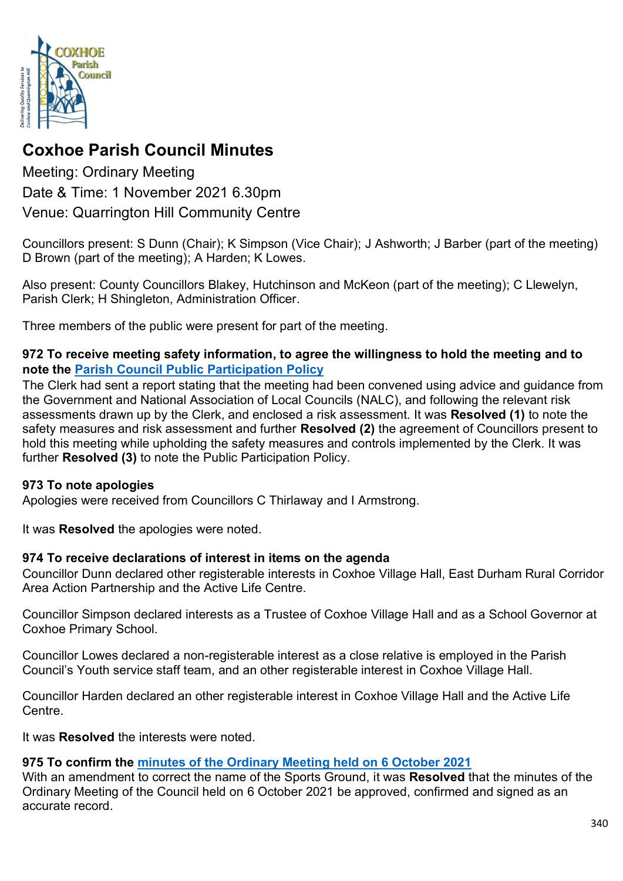# Coxhoe Parish Council Minutes

Meeting: Ordinary Meeting

Date & Time: 1 November 2021 6.30pm

Venue: Quarrington Hill Community Centre

Councillors present: S Dunn (Chair); K Simpson (Vice Chair); J Ashworth; J Barber (part of the meeting) D Brown (part of the meeting); A Harden; K Lowes.

Also present: County Councillors Blakey, Hutchinson and McKeon (part of the meeting); C Llewelyn, Parish Clerk; H Shingleton, Administration Officer.

Three members of the public were present for part of the meeting.

### 972 To receive meeting safety information, to agree the willingness to hold the meeting and to note the Parish Council Public Participation Policy

The Clerk had sent a report stating that the meeting had been convened using advice and guidance from the Government and National Association of Local Councils (NALC), and following the relevant risk assessments drawn up by the Clerk, and enclosed a risk assessment. It was **Resolved (1)** to note the safety measures and risk assessment and further **Resolved (2)** the agreement of Councillors present to hold this meeting while upholding the safety measures and controls implemented by the Clerk. It was further **Resolved (3)** to note the Public Participation Policy.

### 973 To note apologies

Apologies were received from Councillors C Thirlaway and I Armstrong.

It was **Resolved** the apologies were noted.

### 974 To receive declarations of interest in items on the agenda

Councillor Dunn declared other registerable interests in Coxhoe Village Hall, East Durham Rural Corridor Area Action Partnership and the Active Life Centre.

Councillor Simpson declared interests as a Trustee of Coxhoe Village Hall and as a School Governor at Coxhoe Primary School.

Councillor Lowes declared a non-registerable interest as a close relative is employed in the Parish Council's Youth service staff team, and an other registerable interest in Coxhoe Village Hall.

Councillor Harden declared an other registerable interest in Coxhoe Village Hall and the Active Life Centre.

It was **Resolved** the interests were noted.

### 975 To confirm the minutes of the Ordinary Meeting held on 6 October 2021

With an amendment to correct the name of the Sports Ground, it was **Resolved** that the minutes of the Ordinary Meeting of the Council held on 6 October 2021 be approved, confirmed and signed as an accurate record.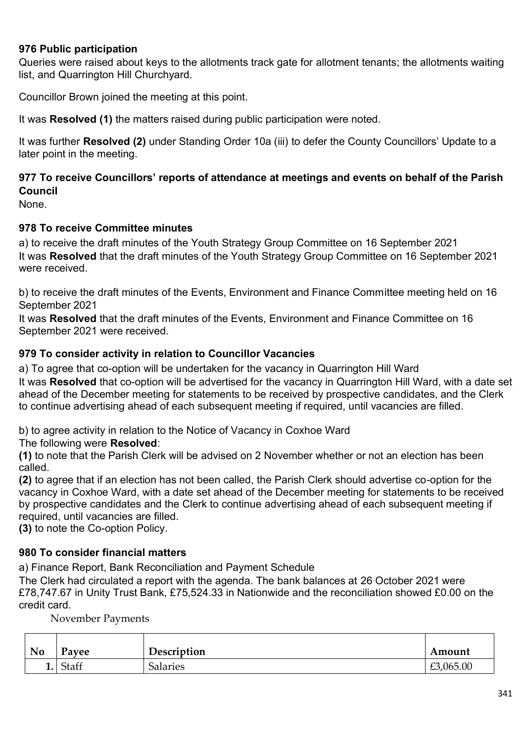### 976 Public participation

Queries were raised about keys to the allotments track gate for allotment tenants; the allotments waiting list, and Quarrington Hill Churchyard.

Councillor Brown joined the meeting at this point.

It was **Resolved (1)** the matters raised during public participation were noted.

It was further **Resolved (2)** under Standing Order 10a (iii) to defer the County Councillors' Update to a later point in the meeting.

### 977 To receive Councillors' reports of attendance at meetings and events on behalf of the Parish Council

None.

### 978 To receive Committee minutes

a) to receive the draft minutes of the Youth Strategy Group Committee on 16 September 2021
It was **Resolved** that the draft minutes of the Youth Strategy Group Committee on 16 September 2021 were received.

b) to receive the draft minutes of the Events, Environment and Finance Committee meeting held on 16 September 2021
It was **Resolved** that the draft minutes of the Events, Environment and Finance Committee on 16 September 2021 were received.

### 979 To consider activity in relation to Councillor Vacancies

a) To agree that co-option will be undertaken for the vacancy in Quarrington Hill Ward
It was **Resolved** that co-option will be advertised for the vacancy in Quarrington Hill Ward, with a date set ahead of the December meeting for statements to be received by prospective candidates, and the Clerk to continue advertising ahead of each subsequent meeting if required, until vacancies are filled.

b) to agree activity in relation to the Notice of Vacancy in Coxhoe Ward
The following were **Resolved**:
**(1)** to note that the Parish Clerk will be advised on 2 November whether or not an election has been called.
**(2)** to agree that if an election has not been called, the Parish Clerk should advertise co-option for the vacancy in Coxhoe Ward, with a date set ahead of the December meeting for statements to be received by prospective candidates and the Clerk to continue advertising ahead of each subsequent meeting if required, until vacancies are filled.
**(3)** to note the Co-option Policy.

### 980 To consider financial matters

a) Finance Report, Bank Reconciliation and Payment Schedule
The Clerk had circulated a report with the agenda. The bank balances at 26 October 2021 were £78,747.67 in Unity Trust Bank, £75,524.33 in Nationwide and the reconciliation showed £0.00 on the credit card.

November Payments

| No | Payee | Description | Amount |
|---|---|---|---|
| 1. | Staff | Salaries | £3,065.00 |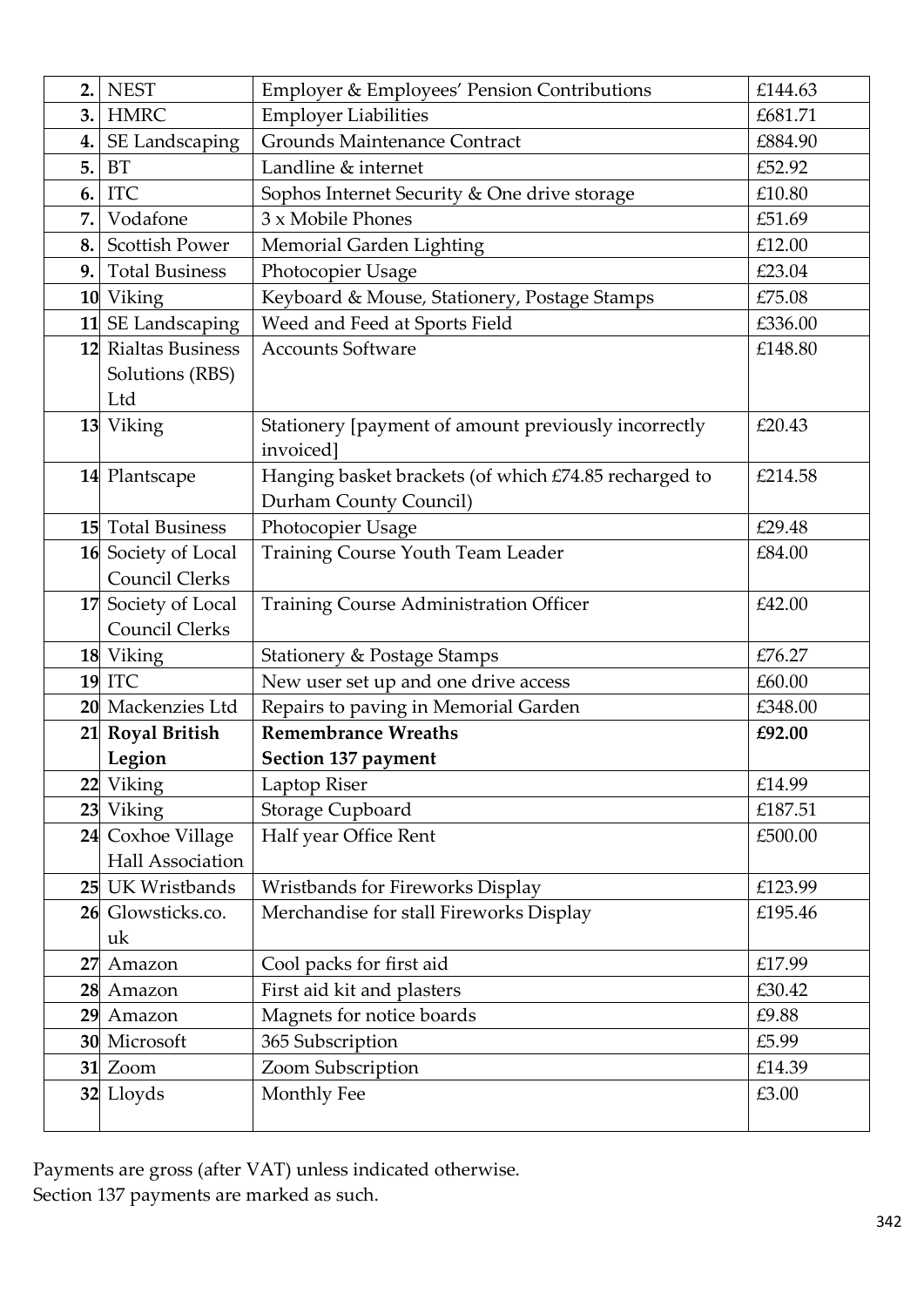| | | | |
|---|---|---|---|
| **2.** | NEST | Employer & Employees' Pension Contributions | £144.63 |
| **3.** | HMRC | Employer Liabilities | £681.71 |
| **4.** | SE Landscaping | Grounds Maintenance Contract | £884.90 |
| **5.** | BT | Landline & internet | £52.92 |
| **6.** | ITC | Sophos Internet Security & One drive storage | £10.80 |
| **7.** | Vodafone | 3 x Mobile Phones | £51.69 |
| **8.** | Scottish Power | Memorial Garden Lighting | £12.00 |
| **9.** | Total Business | Photocopier Usage | £23.04 |
| **10** | Viking | Keyboard & Mouse, Stationery, Postage Stamps | £75.08 |
| **11** | SE Landscaping | Weed and Feed at Sports Field | £336.00 |
| **12** | Rialtas Business Solutions (RBS) Ltd | Accounts Software | £148.80 |
| **13** | Viking | Stationery [payment of amount previously incorrectly invoiced] | £20.43 |
| **14** | Plantscape | Hanging basket brackets (of which £74.85 recharged to Durham County Council) | £214.58 |
| **15** | Total Business | Photocopier Usage | £29.48 |
| **16** | Society of Local Council Clerks | Training Course Youth Team Leader | £84.00 |
| **17** | Society of Local Council Clerks | Training Course Administration Officer | £42.00 |
| **18** | Viking | Stationery & Postage Stamps | £76.27 |
| **19** | ITC | New user set up and one drive access | £60.00 |
| **20** | Mackenzies Ltd | Repairs to paving in Memorial Garden | £348.00 |
| **21** | **Royal British Legion** | **Remembrance Wreaths Section 137 payment** | **£92.00** |
| **22** | Viking | Laptop Riser | £14.99 |
| **23** | Viking | Storage Cupboard | £187.51 |
| **24** | Coxhoe Village Hall Association | Half year Office Rent | £500.00 |
| **25** | UK Wristbands | Wristbands for Fireworks Display | £123.99 |
| **26** | Glowsticks.co.uk | Merchandise for stall Fireworks Display | £195.46 |
| **27** | Amazon | Cool packs for first aid | £17.99 |
| **28** | Amazon | First aid kit and plasters | £30.42 |
| **29** | Amazon | Magnets for notice boards | £9.88 |
| **30** | Microsoft | 365 Subscription | £5.99 |
| **31** | Zoom | Zoom Subscription | £14.39 |
| **32** | Lloyds | Monthly Fee | £3.00 |

Payments are gross (after VAT) unless indicated otherwise.
Section 137 payments are marked as such.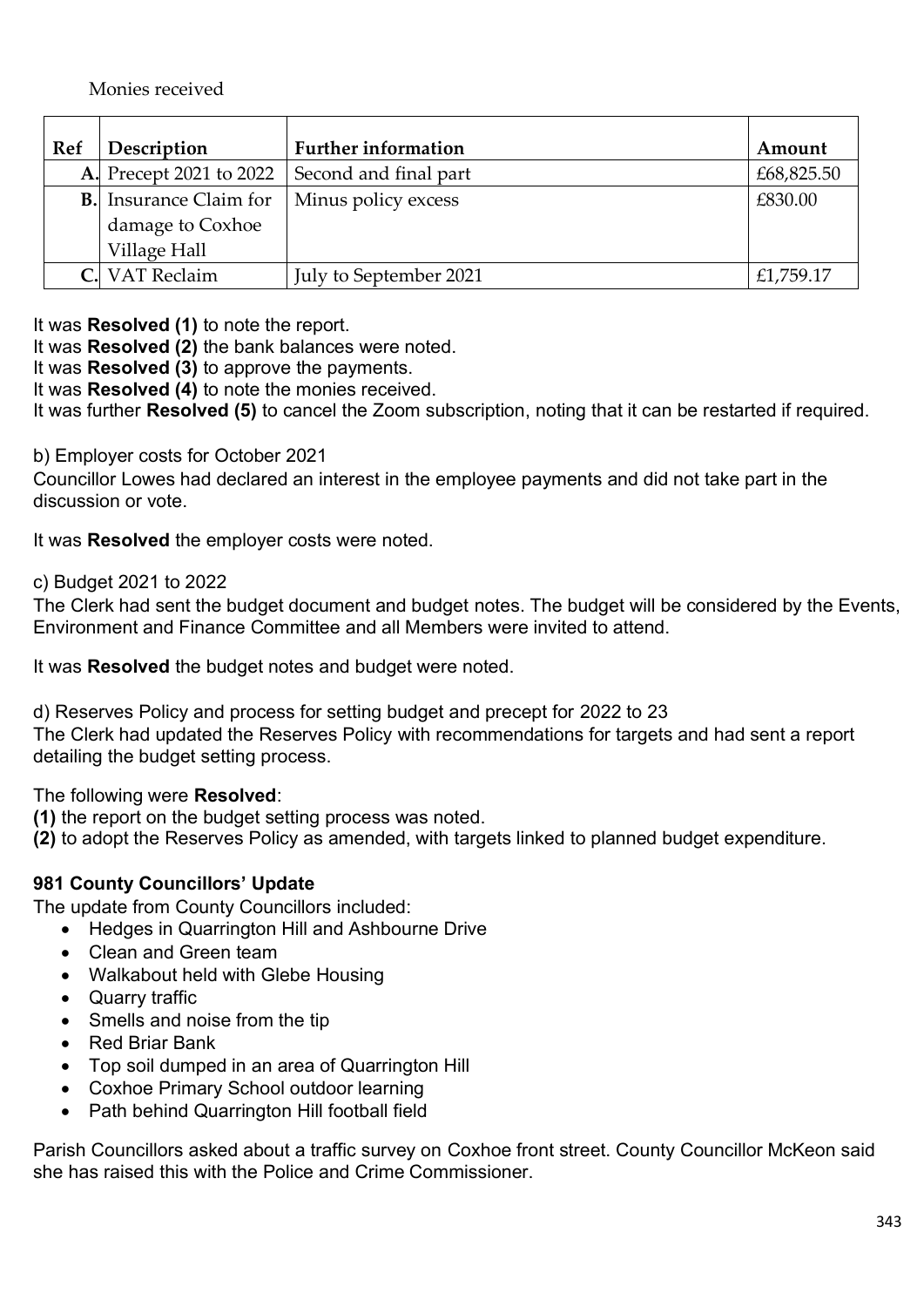Monies received

| Ref | Description | Further information | Amount |
|---|---|---|---|
| A. | Precept 2021 to 2022 | Second and final part | £68,825.50 |
| B. | Insurance Claim for damage to Coxhoe Village Hall | Minus policy excess | £830.00 |
| C. | VAT Reclaim | July to September 2021 | £1,759.17 |

It was **Resolved (1)** to note the report.
It was **Resolved (2)** the bank balances were noted.
It was **Resolved (3)** to approve the payments.
It was **Resolved (4)** to note the monies received.
It was further **Resolved (5)** to cancel the Zoom subscription, noting that it can be restarted if required.

b) Employer costs for October 2021

Councillor Lowes had declared an interest in the employee payments and did not take part in the discussion or vote.

It was **Resolved** the employer costs were noted.

c) Budget 2021 to 2022

The Clerk had sent the budget document and budget notes. The budget will be considered by the Events, Environment and Finance Committee and all Members were invited to attend.

It was **Resolved** the budget notes and budget were noted.

d) Reserves Policy and process for setting budget and precept for 2022 to 23

The Clerk had updated the Reserves Policy with recommendations for targets and had sent a report detailing the budget setting process.

The following were **Resolved**:

**(1)** the report on the budget setting process was noted.

**(2)** to adopt the Reserves Policy as amended, with targets linked to planned budget expenditure.

### 981 County Councillors' Update

The update from County Councillors included:

- Hedges in Quarrington Hill and Ashbourne Drive
- Clean and Green team
- Walkabout held with Glebe Housing
- Quarry traffic
- Smells and noise from the tip
- Red Briar Bank
- Top soil dumped in an area of Quarrington Hill
- Coxhoe Primary School outdoor learning
- Path behind Quarrington Hill football field

Parish Councillors asked about a traffic survey on Coxhoe front street. County Councillor McKeon said she has raised this with the Police and Crime Commissioner.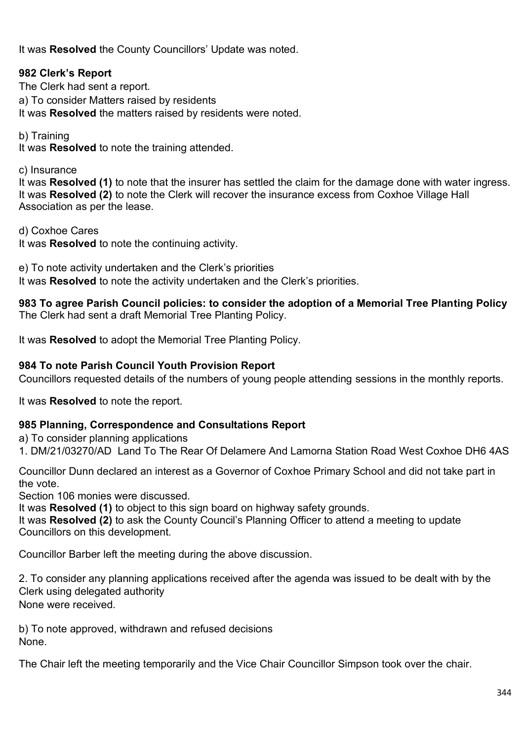It was **Resolved** the County Councillors' Update was noted.

### 982 Clerk's Report

The Clerk had sent a report.

a) To consider Matters raised by residents

It was **Resolved** the matters raised by residents were noted.

b) Training

It was **Resolved** to note the training attended.

c) Insurance

It was **Resolved (1)** to note that the insurer has settled the claim for the damage done with water ingress.
It was **Resolved (2)** to note the Clerk will recover the insurance excess from Coxhoe Village Hall Association as per the lease.

d) Coxhoe Cares

It was **Resolved** to note the continuing activity.

e) To note activity undertaken and the Clerk's priorities

It was **Resolved** to note the activity undertaken and the Clerk's priorities.

### 983 To agree Parish Council policies: to consider the adoption of a Memorial Tree Planting Policy

The Clerk had sent a draft Memorial Tree Planting Policy.

It was **Resolved** to adopt the Memorial Tree Planting Policy.

### 984 To note Parish Council Youth Provision Report

Councillors requested details of the numbers of young people attending sessions in the monthly reports.

It was **Resolved** to note the report.

### 985 Planning, Correspondence and Consultations Report

a) To consider planning applications

1. DM/21/03270/AD Land To The Rear Of Delamere And Lamorna Station Road West Coxhoe DH6 4AS

Councillor Dunn declared an interest as a Governor of Coxhoe Primary School and did not take part in the vote.
Section 106 monies were discussed.
It was **Resolved (1)** to object to this sign board on highway safety grounds.
It was **Resolved (2)** to ask the County Council's Planning Officer to attend a meeting to update Councillors on this development.

Councillor Barber left the meeting during the above discussion.

2. To consider any planning applications received after the agenda was issued to be dealt with by the Clerk using delegated authority
None were received.

b) To note approved, withdrawn and refused decisions
None.

The Chair left the meeting temporarily and the Vice Chair Councillor Simpson took over the chair.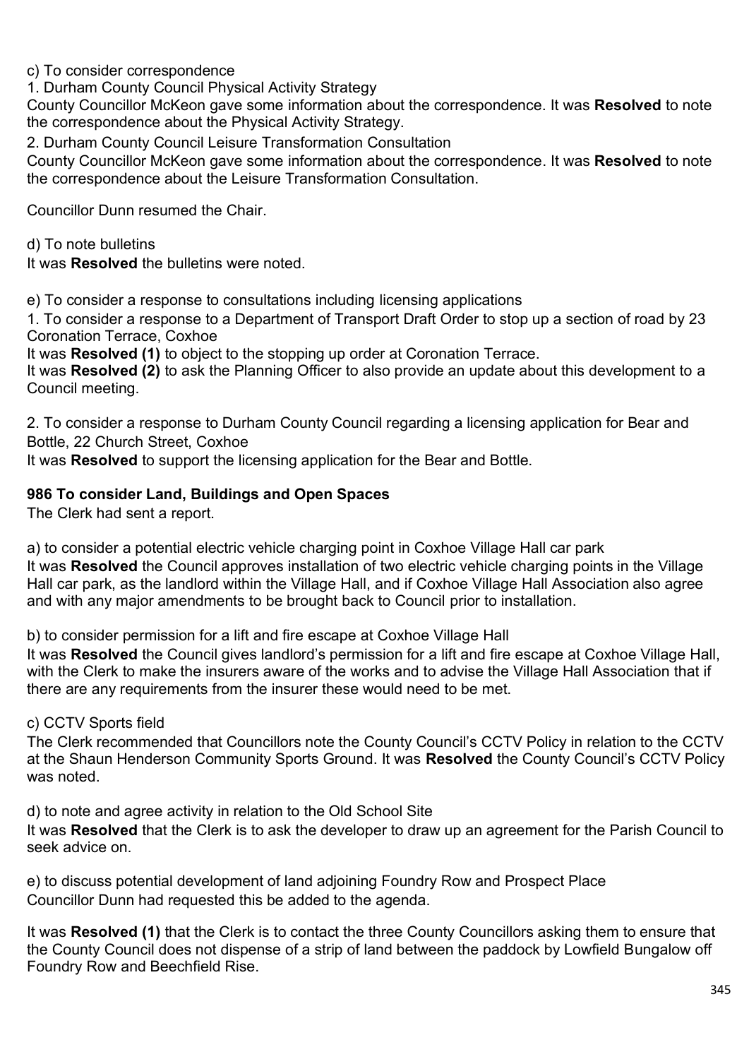c) To consider correspondence

1. Durham County Council Physical Activity Strategy

County Councillor McKeon gave some information about the correspondence. It was **Resolved** to note the correspondence about the Physical Activity Strategy.

2. Durham County Council Leisure Transformation Consultation

County Councillor McKeon gave some information about the correspondence. It was **Resolved** to note the correspondence about the Leisure Transformation Consultation.

Councillor Dunn resumed the Chair.

d) To note bulletins

It was **Resolved** the bulletins were noted.

e) To consider a response to consultations including licensing applications

1. To consider a response to a Department of Transport Draft Order to stop up a section of road by 23 Coronation Terrace, Coxhoe

It was **Resolved (1)** to object to the stopping up order at Coronation Terrace.

It was **Resolved (2)** to ask the Planning Officer to also provide an update about this development to a Council meeting.

2. To consider a response to Durham County Council regarding a licensing application for Bear and Bottle, 22 Church Street, Coxhoe

It was **Resolved** to support the licensing application for the Bear and Bottle.

**986 To consider Land, Buildings and Open Spaces**

The Clerk had sent a report.

a) to consider a potential electric vehicle charging point in Coxhoe Village Hall car park

It was **Resolved** the Council approves installation of two electric vehicle charging points in the Village Hall car park, as the landlord within the Village Hall, and if Coxhoe Village Hall Association also agree and with any major amendments to be brought back to Council prior to installation.

b) to consider permission for a lift and fire escape at Coxhoe Village Hall

It was **Resolved** the Council gives landlord's permission for a lift and fire escape at Coxhoe Village Hall, with the Clerk to make the insurers aware of the works and to advise the Village Hall Association that if there are any requirements from the insurer these would need to be met.

c) CCTV Sports field

The Clerk recommended that Councillors note the County Council's CCTV Policy in relation to the CCTV at the Shaun Henderson Community Sports Ground. It was **Resolved** the County Council's CCTV Policy was noted.

d) to note and agree activity in relation to the Old School Site

It was **Resolved** that the Clerk is to ask the developer to draw up an agreement for the Parish Council to seek advice on.

e) to discuss potential development of land adjoining Foundry Row and Prospect Place

Councillor Dunn had requested this be added to the agenda.

It was **Resolved (1)** that the Clerk is to contact the three County Councillors asking them to ensure that the County Council does not dispense of a strip of land between the paddock by Lowfield Bungalow off Foundry Row and Beechfield Rise.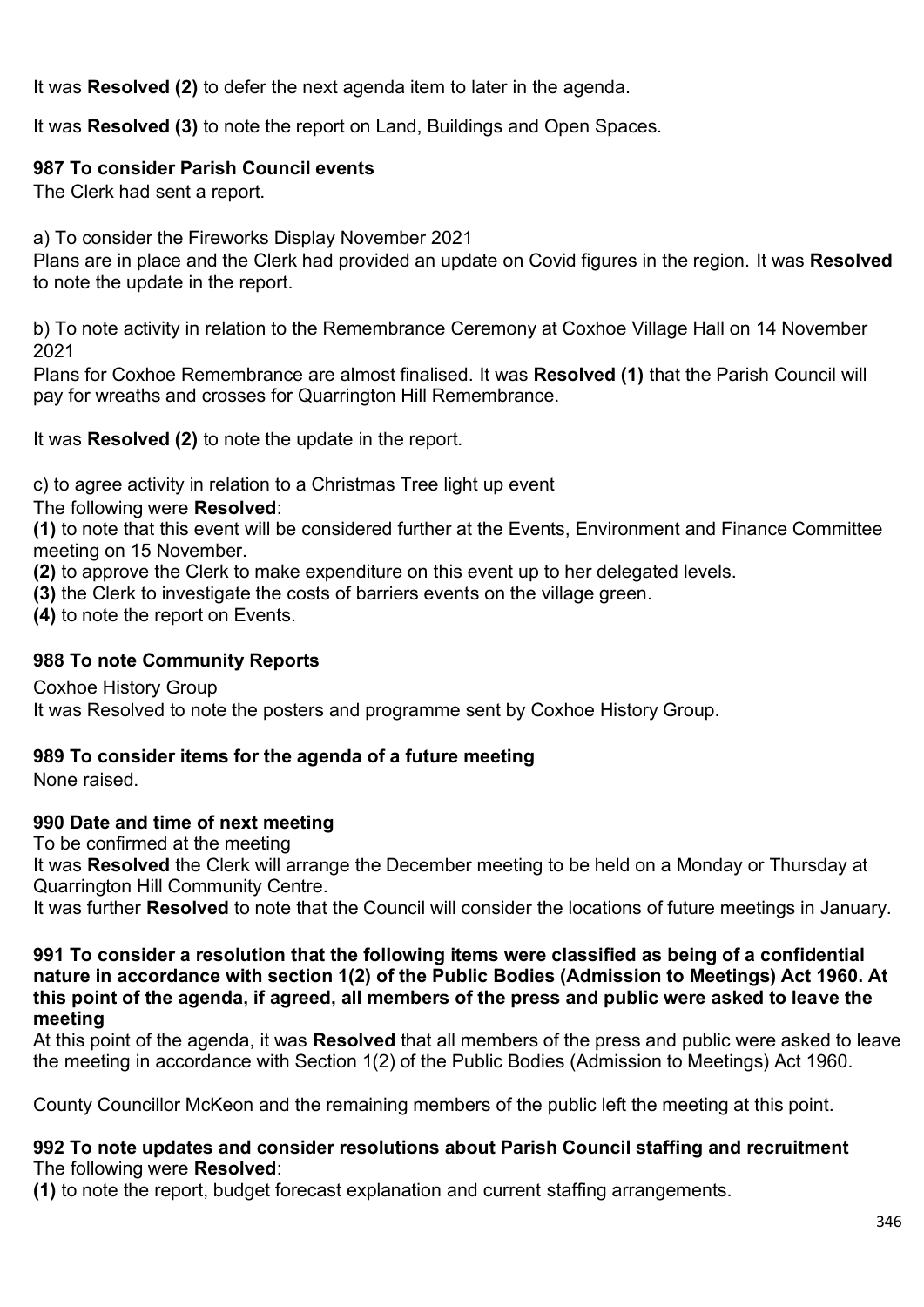It was **Resolved (2)** to defer the next agenda item to later in the agenda.

It was **Resolved (3)** to note the report on Land, Buildings and Open Spaces.

**987 To consider Parish Council events**

The Clerk had sent a report.

a) To consider the Fireworks Display November 2021

Plans are in place and the Clerk had provided an update on Covid figures in the region. It was **Resolved** to note the update in the report.

b) To note activity in relation to the Remembrance Ceremony at Coxhoe Village Hall on 14 November 2021

Plans for Coxhoe Remembrance are almost finalised. It was **Resolved (1)** that the Parish Council will pay for wreaths and crosses for Quarrington Hill Remembrance.

It was **Resolved (2)** to note the update in the report.

c) to agree activity in relation to a Christmas Tree light up event

The following were **Resolved**:

**(1)** to note that this event will be considered further at the Events, Environment and Finance Committee meeting on 15 November.

**(2)** to approve the Clerk to make expenditure on this event up to her delegated levels.

**(3)** the Clerk to investigate the costs of barriers events on the village green.

**(4)** to note the report on Events.

**988 To note Community Reports**

Coxhoe History Group

It was Resolved to note the posters and programme sent by Coxhoe History Group.

**989 To consider items for the agenda of a future meeting**

None raised.

**990 Date and time of next meeting**

To be confirmed at the meeting

It was **Resolved** the Clerk will arrange the December meeting to be held on a Monday or Thursday at Quarrington Hill Community Centre.

It was further **Resolved** to note that the Council will consider the locations of future meetings in January.

**991 To consider a resolution that the following items were classified as being of a confidential nature in accordance with section 1(2) of the Public Bodies (Admission to Meetings) Act 1960. At this point of the agenda, if agreed, all members of the press and public were asked to leave the meeting**

At this point of the agenda, it was **Resolved** that all members of the press and public were asked to leave the meeting in accordance with Section 1(2) of the Public Bodies (Admission to Meetings) Act 1960.

County Councillor McKeon and the remaining members of the public left the meeting at this point.

**992 To note updates and consider resolutions about Parish Council staffing and recruitment**

The following were **Resolved**:

**(1)** to note the report, budget forecast explanation and current staffing arrangements.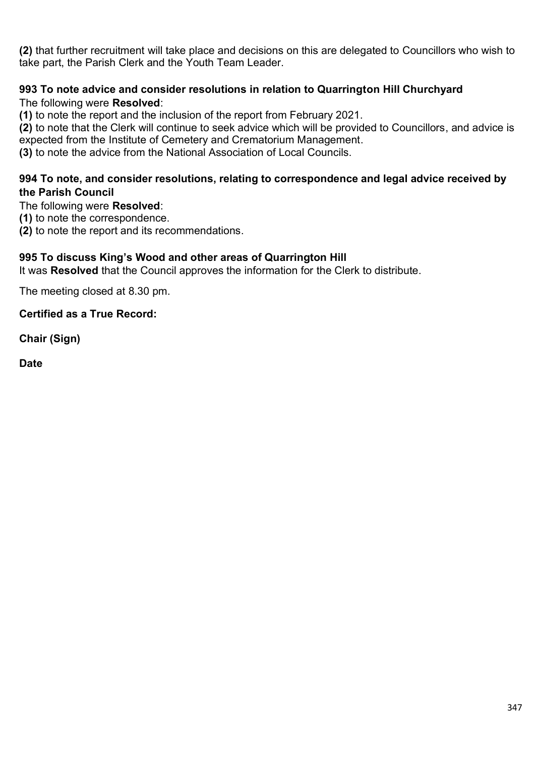**(2)** that further recruitment will take place and decisions on this are delegated to Councillors who wish to take part, the Parish Clerk and the Youth Team Leader.

### 993 To note advice and consider resolutions in relation to Quarrington Hill Churchyard

The following were **Resolved**:

**(1)** to note the report and the inclusion of the report from February 2021.

**(2)** to note that the Clerk will continue to seek advice which will be provided to Councillors, and advice is expected from the Institute of Cemetery and Crematorium Management.

**(3)** to note the advice from the National Association of Local Councils.

### 994 To note, and consider resolutions, relating to correspondence and legal advice received by the Parish Council

The following were **Resolved**:

**(1)** to note the correspondence.

**(2)** to note the report and its recommendations.

### 995 To discuss King's Wood and other areas of Quarrington Hill

It was **Resolved** that the Council approves the information for the Clerk to distribute.

The meeting closed at 8.30 pm.

**Certified as a True Record:**

**Chair (Sign)**

**Date**